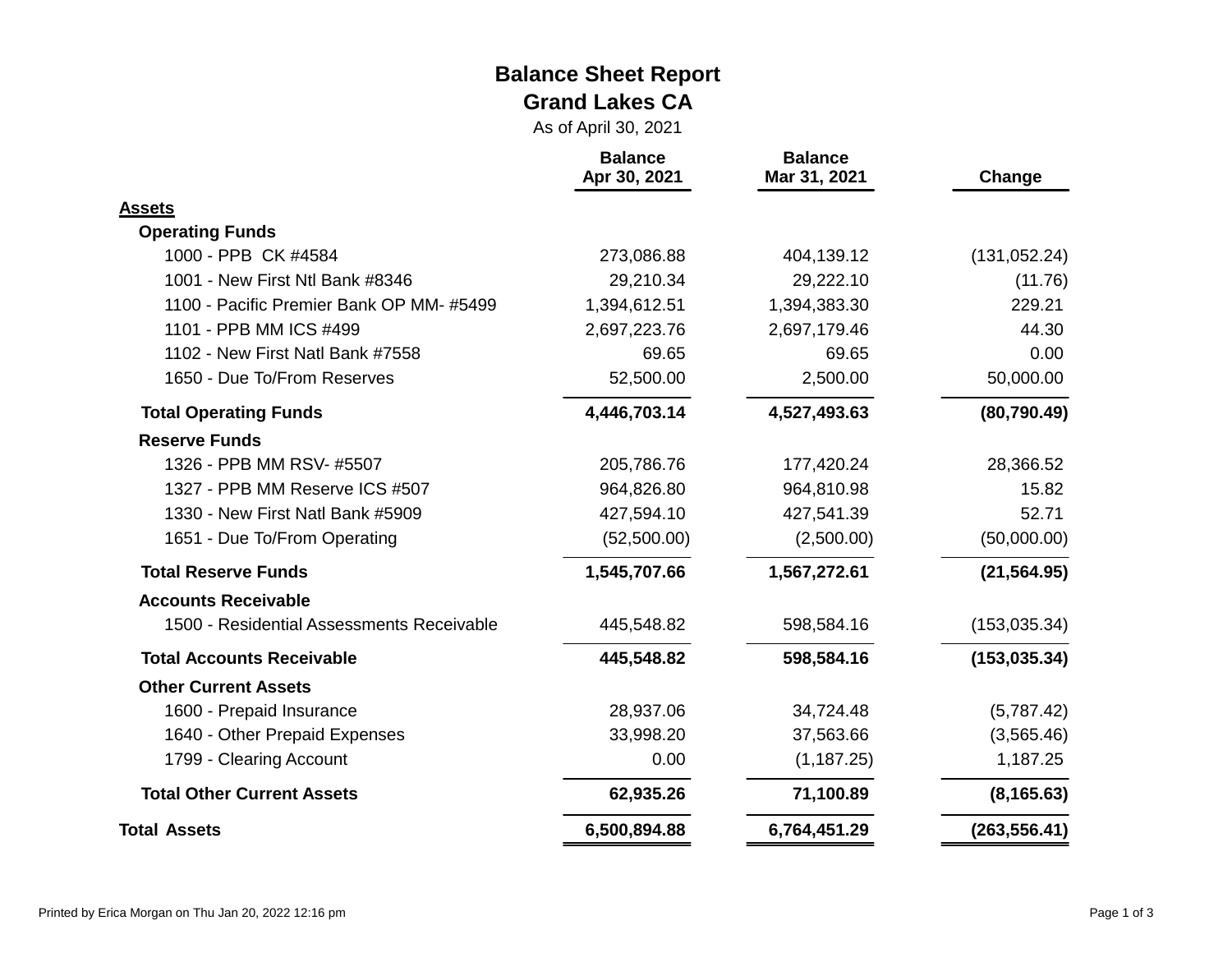# Balance Sheet Report

## Grand Lakes CA

As of April 30, 2021

| | Balance Apr 30, 2021 | Balance Mar 31, 2021 | Change |
|---|---|---|---|
| **Assets** | | | |
| **Operating Funds** | | | |
| 1000 - PPB CK #4584 | 273,086.88 | 404,139.12 | (131,052.24) |
| 1001 - New First Ntl Bank #8346 | 29,210.34 | 29,222.10 | (11.76) |
| 1100 - Pacific Premier Bank OP MM- #5499 | 1,394,612.51 | 1,394,383.30 | 229.21 |
| 1101 - PPB MM ICS #499 | 2,697,223.76 | 2,697,179.46 | 44.30 |
| 1102 - New First Natl Bank #7558 | 69.65 | 69.65 | 0.00 |
| 1650 - Due To/From Reserves | 52,500.00 | 2,500.00 | 50,000.00 |
| **Total Operating Funds** | **4,446,703.14** | **4,527,493.63** | **(80,790.49)** |
| **Reserve Funds** | | | |
| 1326 - PPB MM RSV- #5507 | 205,786.76 | 177,420.24 | 28,366.52 |
| 1327 - PPB MM Reserve ICS #507 | 964,826.80 | 964,810.98 | 15.82 |
| 1330 - New First Natl Bank #5909 | 427,594.10 | 427,541.39 | 52.71 |
| 1651 - Due To/From Operating | (52,500.00) | (2,500.00) | (50,000.00) |
| **Total Reserve Funds** | **1,545,707.66** | **1,567,272.61** | **(21,564.95)** |
| **Accounts Receivable** | | | |
| 1500 - Residential Assessments Receivable | 445,548.82 | 598,584.16 | (153,035.34) |
| **Total Accounts Receivable** | **445,548.82** | **598,584.16** | **(153,035.34)** |
| **Other Current Assets** | | | |
| 1600 - Prepaid Insurance | 28,937.06 | 34,724.48 | (5,787.42) |
| 1640 - Other Prepaid Expenses | 33,998.20 | 37,563.66 | (3,565.46) |
| 1799 - Clearing Account | 0.00 | (1,187.25) | 1,187.25 |
| **Total Other Current Assets** | **62,935.26** | **71,100.89** | **(8,165.63)** |
| **Total Assets** | **6,500,894.88** | **6,764,451.29** | **(263,556.41)** |

Printed by Erica Morgan on Thu Jan 20, 2022 12:16 pm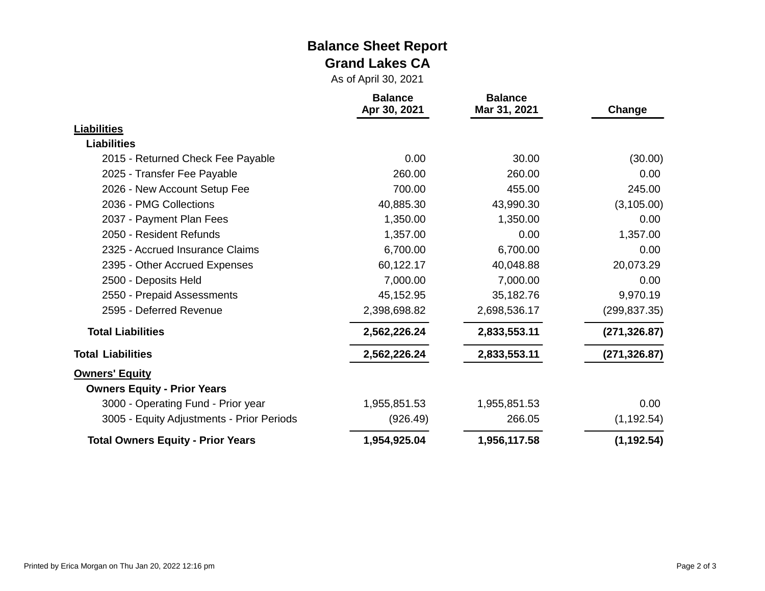# Balance Sheet Report

## Grand Lakes CA

As of April 30, 2021

| | Balance Apr 30, 2021 | Balance Mar 31, 2021 | Change |
|---|---|---|---|
| **Liabilities** | | | |
| **Liabilities** | | | |
| 2015 - Returned Check Fee Payable | 0.00 | 30.00 | (30.00) |
| 2025 - Transfer Fee Payable | 260.00 | 260.00 | 0.00 |
| 2026 - New Account Setup Fee | 700.00 | 455.00 | 245.00 |
| 2036 - PMG Collections | 40,885.30 | 43,990.30 | (3,105.00) |
| 2037 - Payment Plan Fees | 1,350.00 | 1,350.00 | 0.00 |
| 2050 - Resident Refunds | 1,357.00 | 0.00 | 1,357.00 |
| 2325 - Accrued Insurance Claims | 6,700.00 | 6,700.00 | 0.00 |
| 2395 - Other Accrued Expenses | 60,122.17 | 40,048.88 | 20,073.29 |
| 2500 - Deposits Held | 7,000.00 | 7,000.00 | 0.00 |
| 2550 - Prepaid Assessments | 45,152.95 | 35,182.76 | 9,970.19 |
| 2595 - Deferred Revenue | 2,398,698.82 | 2,698,536.17 | (299,837.35) |
| **Total Liabilities** | **2,562,226.24** | **2,833,553.11** | **(271,326.87)** |
| **Total Liabilities** | **2,562,226.24** | **2,833,553.11** | **(271,326.87)** |
| **Owners' Equity** | | | |
| **Owners Equity - Prior Years** | | | |
| 3000 - Operating Fund - Prior year | 1,955,851.53 | 1,955,851.53 | 0.00 |
| 3005 - Equity Adjustments - Prior Periods | (926.49) | 266.05 | (1,192.54) |
| **Total Owners Equity - Prior Years** | **1,954,925.04** | **1,956,117.58** | **(1,192.54)** |

Printed by Erica Morgan on Thu Jan 20, 2022 12:16 pm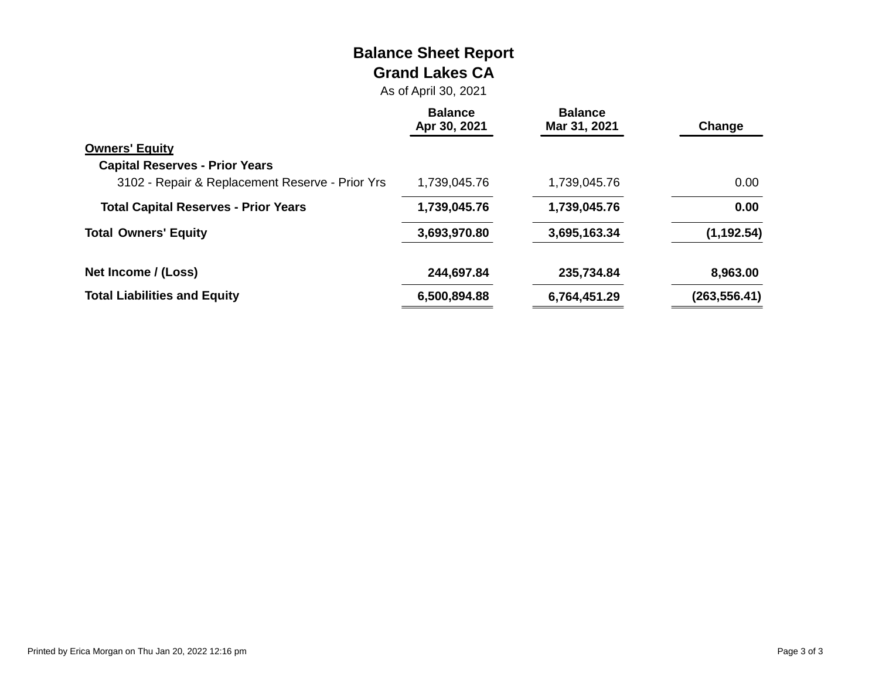# Balance Sheet Report

## Grand Lakes CA

As of April 30, 2021

| | Balance Apr 30, 2021 | Balance Mar 31, 2021 | Change |
|---|---|---|---|
| **Owners' Equity** | | | |
| **Capital Reserves - Prior Years** | | | |
| 3102 - Repair & Replacement Reserve - Prior Yrs | 1,739,045.76 | 1,739,045.76 | 0.00 |
| **Total Capital Reserves - Prior Years** | **1,739,045.76** | **1,739,045.76** | **0.00** |
| **Total Owners' Equity** | **3,693,970.80** | **3,695,163.34** | **(1,192.54)** |
| **Net Income / (Loss)** | **244,697.84** | **235,734.84** | **8,963.00** |
| **Total Liabilities and Equity** | **6,500,894.88** | **6,764,451.29** | **(263,556.41)** |

Printed by Erica Morgan on Thu Jan 20, 2022 12:16 pm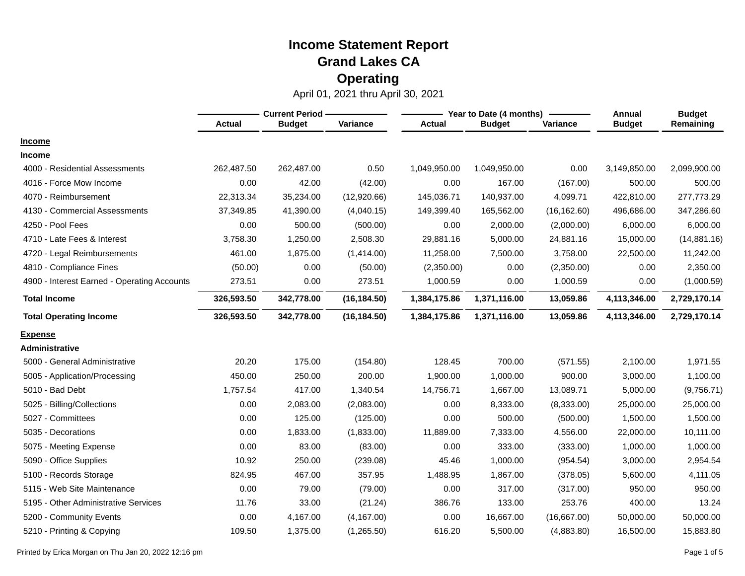# Income Statement Report
## Grand Lakes CA
## Operating

April 01, 2021 thru April 30, 2021

| | Current Period | | | Year to Date (4 months) | | | Annual | Budget |
|---|---|---|---|---|---|---|---|---|
| | Actual | Budget | Variance | Actual | Budget | Variance | Budget | Remaining |
| **Income** | | | | | | | | |
| **Income** | | | | | | | | |
| 4000 - Residential Assessments | 262,487.50 | 262,487.00 | 0.50 | 1,049,950.00 | 1,049,950.00 | 0.00 | 3,149,850.00 | 2,099,900.00 |
| 4016 - Force Mow Income | 0.00 | 42.00 | (42.00) | 0.00 | 167.00 | (167.00) | 500.00 | 500.00 |
| 4070 - Reimbursement | 22,313.34 | 35,234.00 | (12,920.66) | 145,036.71 | 140,937.00 | 4,099.71 | 422,810.00 | 277,773.29 |
| 4130 - Commercial Assessments | 37,349.85 | 41,390.00 | (4,040.15) | 149,399.40 | 165,562.00 | (16,162.60) | 496,686.00 | 347,286.60 |
| 4250 - Pool Fees | 0.00 | 500.00 | (500.00) | 0.00 | 2,000.00 | (2,000.00) | 6,000.00 | 6,000.00 |
| 4710 - Late Fees & Interest | 3,758.30 | 1,250.00 | 2,508.30 | 29,881.16 | 5,000.00 | 24,881.16 | 15,000.00 | (14,881.16) |
| 4720 - Legal Reimbursements | 461.00 | 1,875.00 | (1,414.00) | 11,258.00 | 7,500.00 | 3,758.00 | 22,500.00 | 11,242.00 |
| 4810 - Compliance Fines | (50.00) | 0.00 | (50.00) | (2,350.00) | 0.00 | (2,350.00) | 0.00 | 2,350.00 |
| 4900 - Interest Earned - Operating Accounts | 273.51 | 0.00 | 273.51 | 1,000.59 | 0.00 | 1,000.59 | 0.00 | (1,000.59) |
| **Total Income** | **326,593.50** | **342,778.00** | **(16,184.50)** | **1,384,175.86** | **1,371,116.00** | **13,059.86** | **4,113,346.00** | **2,729,170.14** |
| **Total Operating Income** | **326,593.50** | **342,778.00** | **(16,184.50)** | **1,384,175.86** | **1,371,116.00** | **13,059.86** | **4,113,346.00** | **2,729,170.14** |
| **Expense** | | | | | | | | |
| **Administrative** | | | | | | | | |
| 5000 - General Administrative | 20.20 | 175.00 | (154.80) | 128.45 | 700.00 | (571.55) | 2,100.00 | 1,971.55 |
| 5005 - Application/Processing | 450.00 | 250.00 | 200.00 | 1,900.00 | 1,000.00 | 900.00 | 3,000.00 | 1,100.00 |
| 5010 - Bad Debt | 1,757.54 | 417.00 | 1,340.54 | 14,756.71 | 1,667.00 | 13,089.71 | 5,000.00 | (9,756.71) |
| 5025 - Billing/Collections | 0.00 | 2,083.00 | (2,083.00) | 0.00 | 8,333.00 | (8,333.00) | 25,000.00 | 25,000.00 |
| 5027 - Committees | 0.00 | 125.00 | (125.00) | 0.00 | 500.00 | (500.00) | 1,500.00 | 1,500.00 |
| 5035 - Decorations | 0.00 | 1,833.00 | (1,833.00) | 11,889.00 | 7,333.00 | 4,556.00 | 22,000.00 | 10,111.00 |
| 5075 - Meeting Expense | 0.00 | 83.00 | (83.00) | 0.00 | 333.00 | (333.00) | 1,000.00 | 1,000.00 |
| 5090 - Office Supplies | 10.92 | 250.00 | (239.08) | 45.46 | 1,000.00 | (954.54) | 3,000.00 | 2,954.54 |
| 5100 - Records Storage | 824.95 | 467.00 | 357.95 | 1,488.95 | 1,867.00 | (378.05) | 5,600.00 | 4,111.05 |
| 5115 - Web Site Maintenance | 0.00 | 79.00 | (79.00) | 0.00 | 317.00 | (317.00) | 950.00 | 950.00 |
| 5195 - Other Administrative Services | 11.76 | 33.00 | (21.24) | 386.76 | 133.00 | 253.76 | 400.00 | 13.24 |
| 5200 - Community Events | 0.00 | 4,167.00 | (4,167.00) | 0.00 | 16,667.00 | (16,667.00) | 50,000.00 | 50,000.00 |
| 5210 - Printing & Copying | 109.50 | 1,375.00 | (1,265.50) | 616.20 | 5,500.00 | (4,883.80) | 16,500.00 | 15,883.80 |

Printed by Erica Morgan on Thu Jan 20, 2022 12:16 pm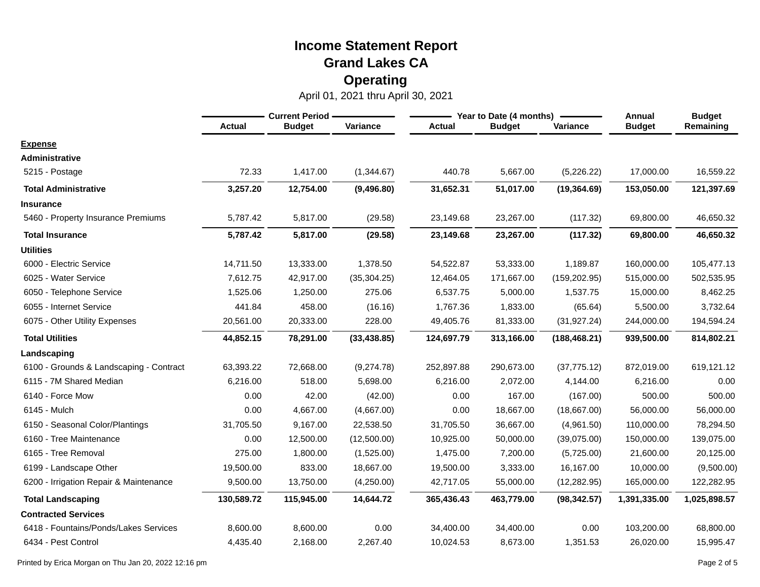# Income Statement Report
## Grand Lakes CA
## Operating

April 01, 2021 thru April 30, 2021

| | Current Period | | | Year to Date (4 months) | | | Annual | Budget |
|---|---|---|---|---|---|---|---|---|
| | Actual | Budget | Variance | Actual | Budget | Variance | Budget | Remaining |
| **Expense** | | | | | | | | |
| **Administrative** | | | | | | | | |
| 5215 - Postage | 72.33 | 1,417.00 | (1,344.67) | 440.78 | 5,667.00 | (5,226.22) | 17,000.00 | 16,559.22 |
| **Total Administrative** | **3,257.20** | **12,754.00** | **(9,496.80)** | **31,652.31** | **51,017.00** | **(19,364.69)** | **153,050.00** | **121,397.69** |
| **Insurance** | | | | | | | | |
| 5460 - Property Insurance Premiums | 5,787.42 | 5,817.00 | (29.58) | 23,149.68 | 23,267.00 | (117.32) | 69,800.00 | 46,650.32 |
| **Total Insurance** | **5,787.42** | **5,817.00** | **(29.58)** | **23,149.68** | **23,267.00** | **(117.32)** | **69,800.00** | **46,650.32** |
| **Utilities** | | | | | | | | |
| 6000 - Electric Service | 14,711.50 | 13,333.00 | 1,378.50 | 54,522.87 | 53,333.00 | 1,189.87 | 160,000.00 | 105,477.13 |
| 6025 - Water Service | 7,612.75 | 42,917.00 | (35,304.25) | 12,464.05 | 171,667.00 | (159,202.95) | 515,000.00 | 502,535.95 |
| 6050 - Telephone Service | 1,525.06 | 1,250.00 | 275.06 | 6,537.75 | 5,000.00 | 1,537.75 | 15,000.00 | 8,462.25 |
| 6055 - Internet Service | 441.84 | 458.00 | (16.16) | 1,767.36 | 1,833.00 | (65.64) | 5,500.00 | 3,732.64 |
| 6075 - Other Utility Expenses | 20,561.00 | 20,333.00 | 228.00 | 49,405.76 | 81,333.00 | (31,927.24) | 244,000.00 | 194,594.24 |
| **Total Utilities** | **44,852.15** | **78,291.00** | **(33,438.85)** | **124,697.79** | **313,166.00** | **(188,468.21)** | **939,500.00** | **814,802.21** |
| **Landscaping** | | | | | | | | |
| 6100 - Grounds & Landscaping - Contract | 63,393.22 | 72,668.00 | (9,274.78) | 252,897.88 | 290,673.00 | (37,775.12) | 872,019.00 | 619,121.12 |
| 6115 - 7M Shared Median | 6,216.00 | 518.00 | 5,698.00 | 6,216.00 | 2,072.00 | 4,144.00 | 6,216.00 | 0.00 |
| 6140 - Force Mow | 0.00 | 42.00 | (42.00) | 0.00 | 167.00 | (167.00) | 500.00 | 500.00 |
| 6145 - Mulch | 0.00 | 4,667.00 | (4,667.00) | 0.00 | 18,667.00 | (18,667.00) | 56,000.00 | 56,000.00 |
| 6150 - Seasonal Color/Plantings | 31,705.50 | 9,167.00 | 22,538.50 | 31,705.50 | 36,667.00 | (4,961.50) | 110,000.00 | 78,294.50 |
| 6160 - Tree Maintenance | 0.00 | 12,500.00 | (12,500.00) | 10,925.00 | 50,000.00 | (39,075.00) | 150,000.00 | 139,075.00 |
| 6165 - Tree Removal | 275.00 | 1,800.00 | (1,525.00) | 1,475.00 | 7,200.00 | (5,725.00) | 21,600.00 | 20,125.00 |
| 6199 - Landscape Other | 19,500.00 | 833.00 | 18,667.00 | 19,500.00 | 3,333.00 | 16,167.00 | 10,000.00 | (9,500.00) |
| 6200 - Irrigation Repair & Maintenance | 9,500.00 | 13,750.00 | (4,250.00) | 42,717.05 | 55,000.00 | (12,282.95) | 165,000.00 | 122,282.95 |
| **Total Landscaping** | **130,589.72** | **115,945.00** | **14,644.72** | **365,436.43** | **463,779.00** | **(98,342.57)** | **1,391,335.00** | **1,025,898.57** |
| **Contracted Services** | | | | | | | | |
| 6418 - Fountains/Ponds/Lakes Services | 8,600.00 | 8,600.00 | 0.00 | 34,400.00 | 34,400.00 | 0.00 | 103,200.00 | 68,800.00 |
| 6434 - Pest Control | 4,435.40 | 2,168.00 | 2,267.40 | 10,024.53 | 8,673.00 | 1,351.53 | 26,020.00 | 15,995.47 |

Printed by Erica Morgan on Thu Jan 20, 2022 12:16 pm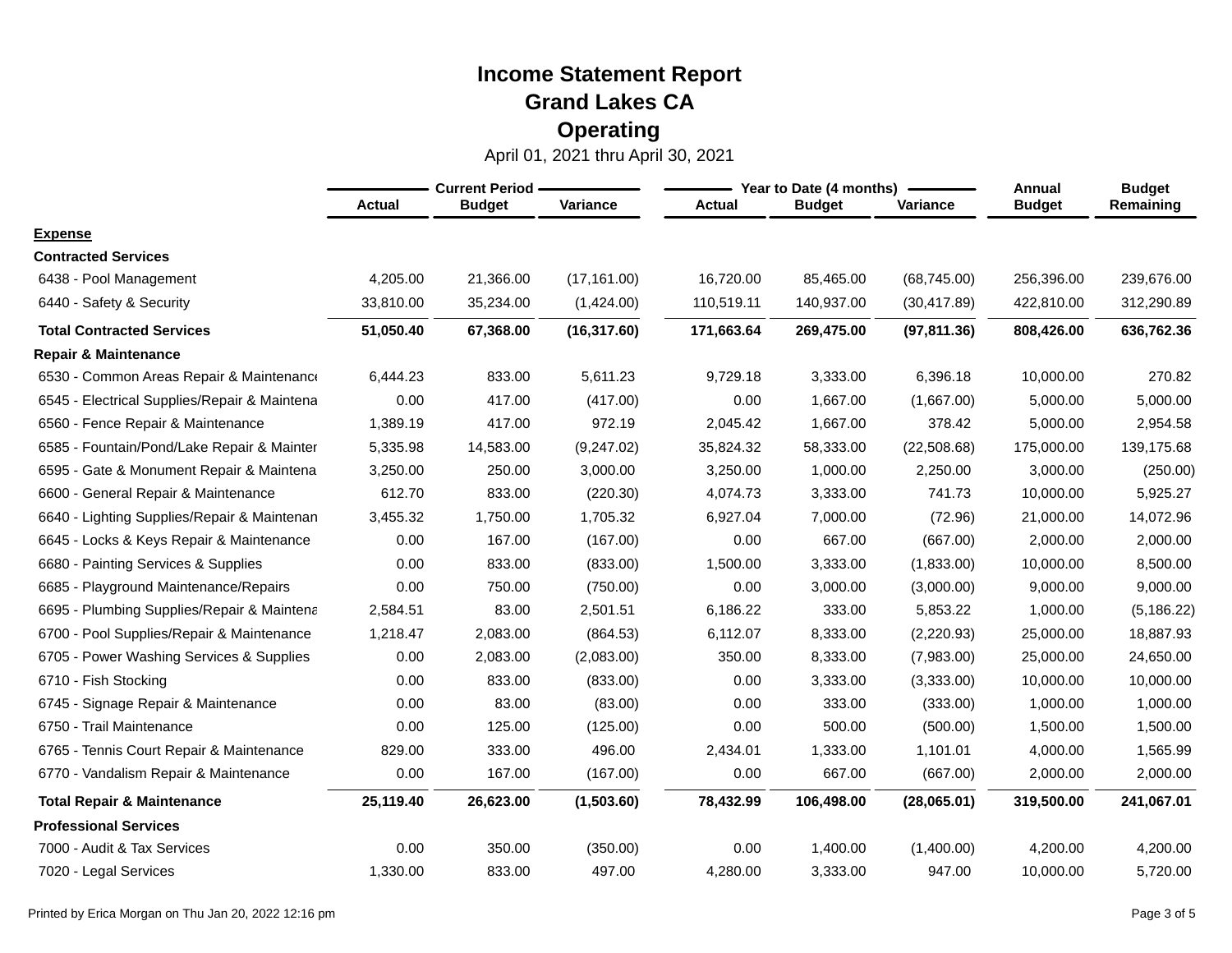# Income Statement Report

## Grand Lakes CA

## Operating

April 01, 2021 thru April 30, 2021

| | Current Period | | | Year to Date (4 months) | | | Annual | Budget |
|---|---|---|---|---|---|---|---|---|
| | Actual | Budget | Variance | Actual | Budget | Variance | Budget | Remaining |
| **Expense** | | | | | | | | |
| **Contracted Services** | | | | | | | | |
| 6438 - Pool Management | 4,205.00 | 21,366.00 | (17,161.00) | 16,720.00 | 85,465.00 | (68,745.00) | 256,396.00 | 239,676.00 |
| 6440 - Safety & Security | 33,810.00 | 35,234.00 | (1,424.00) | 110,519.11 | 140,937.00 | (30,417.89) | 422,810.00 | 312,290.89 |
| **Total Contracted Services** | **51,050.40** | **67,368.00** | **(16,317.60)** | **171,663.64** | **269,475.00** | **(97,811.36)** | **808,426.00** | **636,762.36** |
| **Repair & Maintenance** | | | | | | | | |
| 6530 - Common Areas Repair & Maintenance | 6,444.23 | 833.00 | 5,611.23 | 9,729.18 | 3,333.00 | 6,396.18 | 10,000.00 | 270.82 |
| 6545 - Electrical Supplies/Repair & Maintena | 0.00 | 417.00 | (417.00) | 0.00 | 1,667.00 | (1,667.00) | 5,000.00 | 5,000.00 |
| 6560 - Fence Repair & Maintenance | 1,389.19 | 417.00 | 972.19 | 2,045.42 | 1,667.00 | 378.42 | 5,000.00 | 2,954.58 |
| 6585 - Fountain/Pond/Lake Repair & Mainter | 5,335.98 | 14,583.00 | (9,247.02) | 35,824.32 | 58,333.00 | (22,508.68) | 175,000.00 | 139,175.68 |
| 6595 - Gate & Monument Repair & Maintena | 3,250.00 | 250.00 | 3,000.00 | 3,250.00 | 1,000.00 | 2,250.00 | 3,000.00 | (250.00) |
| 6600 - General Repair & Maintenance | 612.70 | 833.00 | (220.30) | 4,074.73 | 3,333.00 | 741.73 | 10,000.00 | 5,925.27 |
| 6640 - Lighting Supplies/Repair & Maintenan | 3,455.32 | 1,750.00 | 1,705.32 | 6,927.04 | 7,000.00 | (72.96) | 21,000.00 | 14,072.96 |
| 6645 - Locks & Keys Repair & Maintenance | 0.00 | 167.00 | (167.00) | 0.00 | 667.00 | (667.00) | 2,000.00 | 2,000.00 |
| 6680 - Painting Services & Supplies | 0.00 | 833.00 | (833.00) | 1,500.00 | 3,333.00 | (1,833.00) | 10,000.00 | 8,500.00 |
| 6685 - Playground Maintenance/Repairs | 0.00 | 750.00 | (750.00) | 0.00 | 3,000.00 | (3,000.00) | 9,000.00 | 9,000.00 |
| 6695 - Plumbing Supplies/Repair & Maintena | 2,584.51 | 83.00 | 2,501.51 | 6,186.22 | 333.00 | 5,853.22 | 1,000.00 | (5,186.22) |
| 6700 - Pool Supplies/Repair & Maintenance | 1,218.47 | 2,083.00 | (864.53) | 6,112.07 | 8,333.00 | (2,220.93) | 25,000.00 | 18,887.93 |
| 6705 - Power Washing Services & Supplies | 0.00 | 2,083.00 | (2,083.00) | 350.00 | 8,333.00 | (7,983.00) | 25,000.00 | 24,650.00 |
| 6710 - Fish Stocking | 0.00 | 833.00 | (833.00) | 0.00 | 3,333.00 | (3,333.00) | 10,000.00 | 10,000.00 |
| 6745 - Signage Repair & Maintenance | 0.00 | 83.00 | (83.00) | 0.00 | 333.00 | (333.00) | 1,000.00 | 1,000.00 |
| 6750 - Trail Maintenance | 0.00 | 125.00 | (125.00) | 0.00 | 500.00 | (500.00) | 1,500.00 | 1,500.00 |
| 6765 - Tennis Court Repair & Maintenance | 829.00 | 333.00 | 496.00 | 2,434.01 | 1,333.00 | 1,101.01 | 4,000.00 | 1,565.99 |
| 6770 - Vandalism Repair & Maintenance | 0.00 | 167.00 | (167.00) | 0.00 | 667.00 | (667.00) | 2,000.00 | 2,000.00 |
| **Total Repair & Maintenance** | **25,119.40** | **26,623.00** | **(1,503.60)** | **78,432.99** | **106,498.00** | **(28,065.01)** | **319,500.00** | **241,067.01** |
| **Professional Services** | | | | | | | | |
| 7000 - Audit & Tax Services | 0.00 | 350.00 | (350.00) | 0.00 | 1,400.00 | (1,400.00) | 4,200.00 | 4,200.00 |
| 7020 - Legal Services | 1,330.00 | 833.00 | 497.00 | 4,280.00 | 3,333.00 | 947.00 | 10,000.00 | 5,720.00 |

Printed by Erica Morgan on Thu Jan 20, 2022 12:16 pm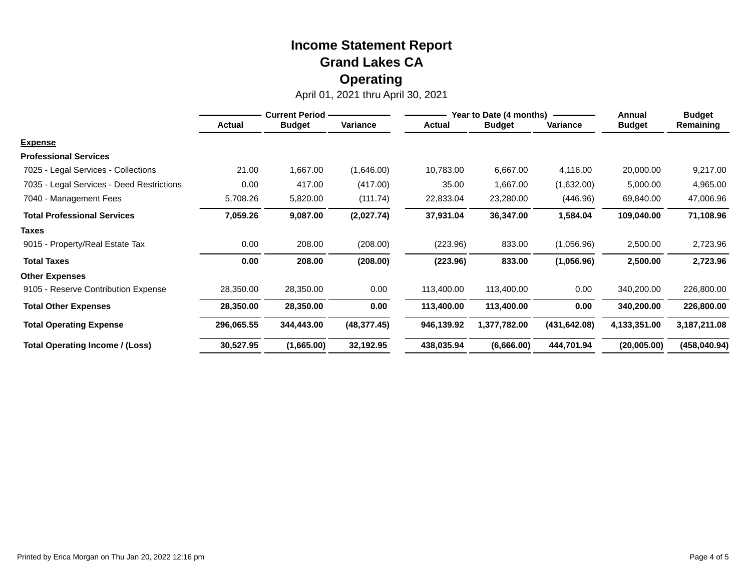# Income Statement Report
## Grand Lakes CA
## Operating

April 01, 2021 thru April 30, 2021

| | Current Period | | | Year to Date (4 months) | | | Annual | Budget |
|---|---|---|---|---|---|---|---|---|
| | Actual | Budget | Variance | Actual | Budget | Variance | Budget | Remaining |
| **Expense** | | | | | | | | |
| **Professional Services** | | | | | | | | |
| 7025 - Legal Services - Collections | 21.00 | 1,667.00 | (1,646.00) | 10,783.00 | 6,667.00 | 4,116.00 | 20,000.00 | 9,217.00 |
| 7035 - Legal Services - Deed Restrictions | 0.00 | 417.00 | (417.00) | 35.00 | 1,667.00 | (1,632.00) | 5,000.00 | 4,965.00 |
| 7040 - Management Fees | 5,708.26 | 5,820.00 | (111.74) | 22,833.04 | 23,280.00 | (446.96) | 69,840.00 | 47,006.96 |
| **Total Professional Services** | **7,059.26** | **9,087.00** | **(2,027.74)** | **37,931.04** | **36,347.00** | **1,584.04** | **109,040.00** | **71,108.96** |
| **Taxes** | | | | | | | | |
| 9015 - Property/Real Estate Tax | 0.00 | 208.00 | (208.00) | (223.96) | 833.00 | (1,056.96) | 2,500.00 | 2,723.96 |
| **Total Taxes** | **0.00** | **208.00** | **(208.00)** | **(223.96)** | **833.00** | **(1,056.96)** | **2,500.00** | **2,723.96** |
| **Other Expenses** | | | | | | | | |
| 9105 - Reserve Contribution Expense | 28,350.00 | 28,350.00 | 0.00 | 113,400.00 | 113,400.00 | 0.00 | 340,200.00 | 226,800.00 |
| **Total Other Expenses** | **28,350.00** | **28,350.00** | **0.00** | **113,400.00** | **113,400.00** | **0.00** | **340,200.00** | **226,800.00** |
| **Total Operating Expense** | **296,065.55** | **344,443.00** | **(48,377.45)** | **946,139.92** | **1,377,782.00** | **(431,642.08)** | **4,133,351.00** | **3,187,211.08** |
| **Total Operating Income / (Loss)** | **30,527.95** | **(1,665.00)** | **32,192.95** | **438,035.94** | **(6,666.00)** | **444,701.94** | **(20,005.00)** | **(458,040.94)** |

Printed by Erica Morgan on Thu Jan 20, 2022 12:16 pm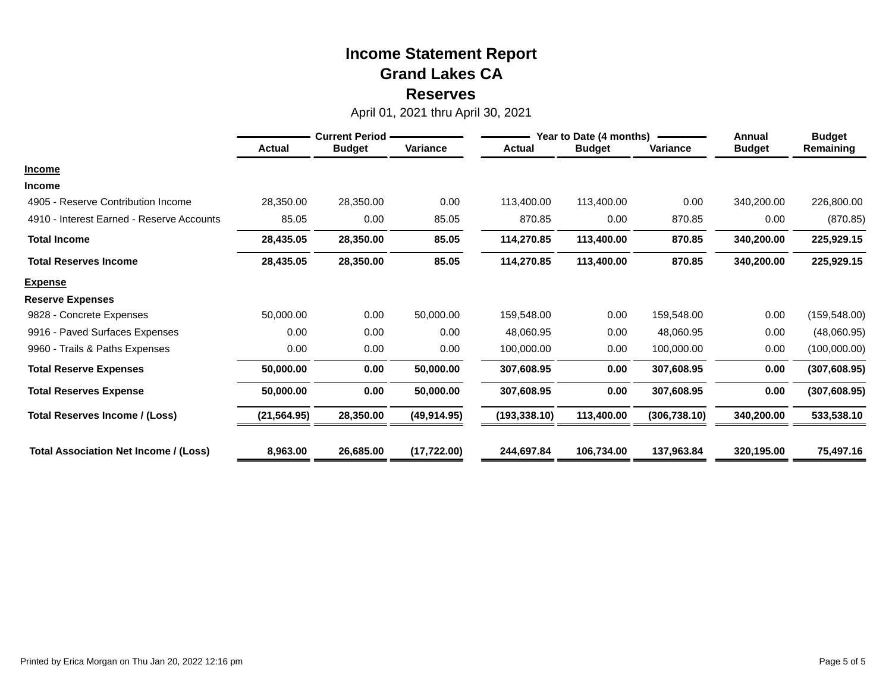# Income Statement Report
## Grand Lakes CA
## Reserves

April 01, 2021 thru April 30, 2021

| | Current Period | | | Year to Date (4 months) | | | Annual | Budget |
|---|---|---|---|---|---|---|---|---|
| | Actual | Budget | Variance | Actual | Budget | Variance | Budget | Remaining |
| **Income** | | | | | | | | |
| **Income** | | | | | | | | |
| 4905 - Reserve Contribution Income | 28,350.00 | 28,350.00 | 0.00 | 113,400.00 | 113,400.00 | 0.00 | 340,200.00 | 226,800.00 |
| 4910 - Interest Earned - Reserve Accounts | 85.05 | 0.00 | 85.05 | 870.85 | 0.00 | 870.85 | 0.00 | (870.85) |
| **Total Income** | **28,435.05** | **28,350.00** | **85.05** | **114,270.85** | **113,400.00** | **870.85** | **340,200.00** | **225,929.15** |
| **Total Reserves Income** | **28,435.05** | **28,350.00** | **85.05** | **114,270.85** | **113,400.00** | **870.85** | **340,200.00** | **225,929.15** |
| **Expense** | | | | | | | | |
| **Reserve Expenses** | | | | | | | | |
| 9828 - Concrete Expenses | 50,000.00 | 0.00 | 50,000.00 | 159,548.00 | 0.00 | 159,548.00 | 0.00 | (159,548.00) |
| 9916 - Paved Surfaces Expenses | 0.00 | 0.00 | 0.00 | 48,060.95 | 0.00 | 48,060.95 | 0.00 | (48,060.95) |
| 9960 - Trails & Paths Expenses | 0.00 | 0.00 | 0.00 | 100,000.00 | 0.00 | 100,000.00 | 0.00 | (100,000.00) |
| **Total Reserve Expenses** | **50,000.00** | **0.00** | **50,000.00** | **307,608.95** | **0.00** | **307,608.95** | **0.00** | **(307,608.95)** |
| **Total Reserves Expense** | **50,000.00** | **0.00** | **50,000.00** | **307,608.95** | **0.00** | **307,608.95** | **0.00** | **(307,608.95)** |
| **Total Reserves Income / (Loss)** | **(21,564.95)** | **28,350.00** | **(49,914.95)** | **(193,338.10)** | **113,400.00** | **(306,738.10)** | **340,200.00** | **533,538.10** |
| **Total Association Net Income / (Loss)** | **8,963.00** | **26,685.00** | **(17,722.00)** | **244,697.84** | **106,734.00** | **137,963.84** | **320,195.00** | **75,497.16** |

Printed by Erica Morgan on Thu Jan 20, 2022 12:16 pm